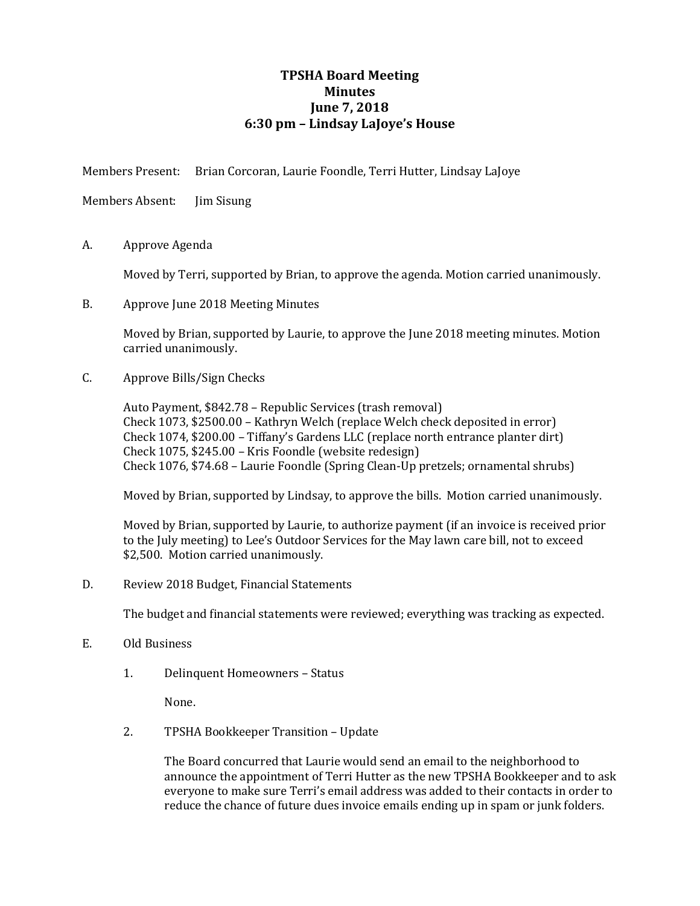# TPSHA Board Meeting
## Minutes
## June 7, 2018
## 6:30 pm – Lindsay LaJoye's House

Members Present: Brian Corcoran, Laurie Foondle, Terri Hutter, Lindsay LaJoye

Members Absent: Jim Sisung

A. Approve Agenda

Moved by Terri, supported by Brian, to approve the agenda. Motion carried unanimously.

B. Approve June 2018 Meeting Minutes

Moved by Brian, supported by Laurie, to approve the June 2018 meeting minutes. Motion carried unanimously.

C. Approve Bills/Sign Checks

Auto Payment, $842.78 – Republic Services (trash removal)
Check 1073, $2500.00 – Kathryn Welch (replace Welch check deposited in error)
Check 1074, $200.00 – Tiffany's Gardens LLC (replace north entrance planter dirt)
Check 1075, $245.00 – Kris Foondle (website redesign)
Check 1076, $74.68 – Laurie Foondle (Spring Clean-Up pretzels; ornamental shrubs)

Moved by Brian, supported by Lindsay, to approve the bills. Motion carried unanimously.

Moved by Brian, supported by Laurie, to authorize payment (if an invoice is received prior to the July meeting) to Lee's Outdoor Services for the May lawn care bill, not to exceed $2,500. Motion carried unanimously.

D. Review 2018 Budget, Financial Statements

The budget and financial statements were reviewed; everything was tracking as expected.

E. Old Business

1. Delinquent Homeowners – Status

   None.

2. TPSHA Bookkeeper Transition – Update

   The Board concurred that Laurie would send an email to the neighborhood to announce the appointment of Terri Hutter as the new TPSHA Bookkeeper and to ask everyone to make sure Terri's email address was added to their contacts in order to reduce the chance of future dues invoice emails ending up in spam or junk folders.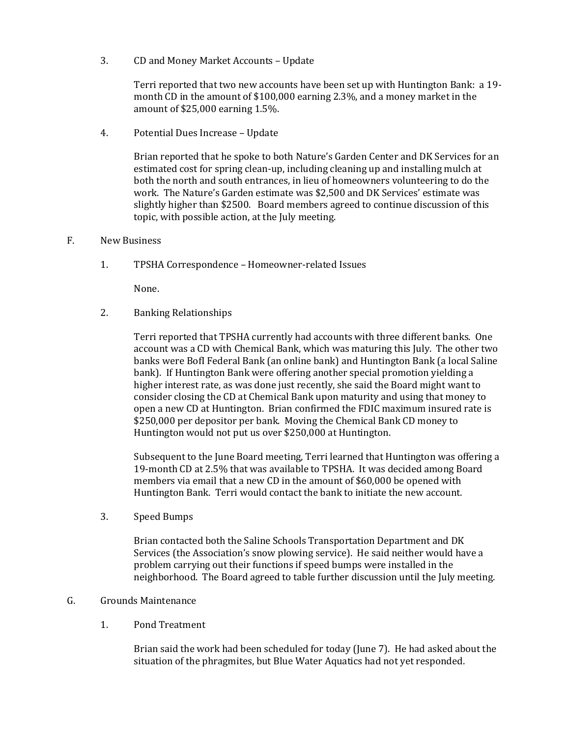3. CD and Money Market Accounts – Update

Terri reported that two new accounts have been set up with Huntington Bank: a 19-month CD in the amount of $100,000 earning 2.3%, and a money market in the amount of $25,000 earning 1.5%.

4. Potential Dues Increase – Update

Brian reported that he spoke to both Nature's Garden Center and DK Services for an estimated cost for spring clean-up, including cleaning up and installing mulch at both the north and south entrances, in lieu of homeowners volunteering to do the work. The Nature's Garden estimate was $2,500 and DK Services' estimate was slightly higher than $2500. Board members agreed to continue discussion of this topic, with possible action, at the July meeting.

F. New Business

1. TPSHA Correspondence – Homeowner-related Issues

None.

2. Banking Relationships

Terri reported that TPSHA currently had accounts with three different banks. One account was a CD with Chemical Bank, which was maturing this July. The other two banks were BofI Federal Bank (an online bank) and Huntington Bank (a local Saline bank). If Huntington Bank were offering another special promotion yielding a higher interest rate, as was done just recently, she said the Board might want to consider closing the CD at Chemical Bank upon maturity and using that money to open a new CD at Huntington. Brian confirmed the FDIC maximum insured rate is $250,000 per depositor per bank. Moving the Chemical Bank CD money to Huntington would not put us over $250,000 at Huntington.

Subsequent to the June Board meeting, Terri learned that Huntington was offering a 19-month CD at 2.5% that was available to TPSHA. It was decided among Board members via email that a new CD in the amount of $60,000 be opened with Huntington Bank. Terri would contact the bank to initiate the new account.

3. Speed Bumps

Brian contacted both the Saline Schools Transportation Department and DK Services (the Association's snow plowing service). He said neither would have a problem carrying out their functions if speed bumps were installed in the neighborhood. The Board agreed to table further discussion until the July meeting.

G. Grounds Maintenance

1. Pond Treatment

Brian said the work had been scheduled for today (June 7). He had asked about the situation of the phragmites, but Blue Water Aquatics had not yet responded.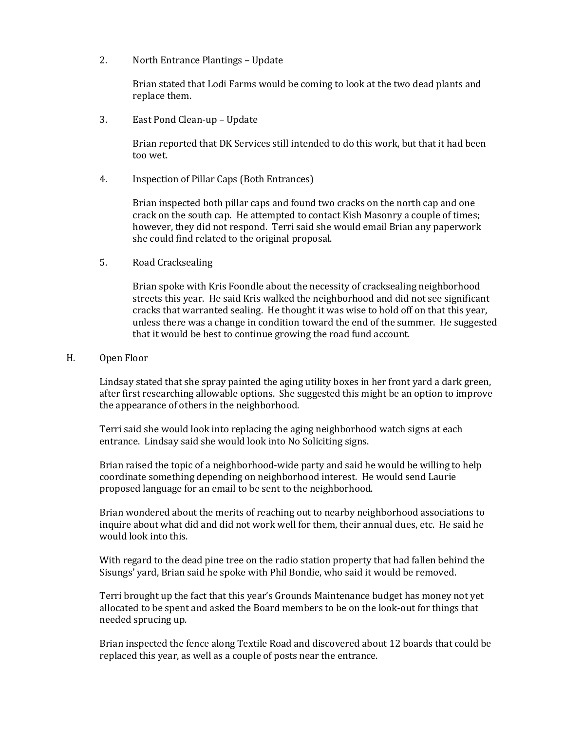2. North Entrance Plantings – Update

   Brian stated that Lodi Farms would be coming to look at the two dead plants and replace them.

3. East Pond Clean-up – Update

   Brian reported that DK Services still intended to do this work, but that it had been too wet.

4. Inspection of Pillar Caps (Both Entrances)

   Brian inspected both pillar caps and found two cracks on the north cap and one crack on the south cap. He attempted to contact Kish Masonry a couple of times; however, they did not respond. Terri said she would email Brian any paperwork she could find related to the original proposal.

5. Road Cracksealing

   Brian spoke with Kris Foondle about the necessity of cracksealing neighborhood streets this year. He said Kris walked the neighborhood and did not see significant cracks that warranted sealing. He thought it was wise to hold off on that this year, unless there was a change in condition toward the end of the summer. He suggested that it would be best to continue growing the road fund account.

H. Open Floor

Lindsay stated that she spray painted the aging utility boxes in her front yard a dark green, after first researching allowable options. She suggested this might be an option to improve the appearance of others in the neighborhood.

Terri said she would look into replacing the aging neighborhood watch signs at each entrance. Lindsay said she would look into No Soliciting signs.

Brian raised the topic of a neighborhood-wide party and said he would be willing to help coordinate something depending on neighborhood interest. He would send Laurie proposed language for an email to be sent to the neighborhood.

Brian wondered about the merits of reaching out to nearby neighborhood associations to inquire about what did and did not work well for them, their annual dues, etc. He said he would look into this.

With regard to the dead pine tree on the radio station property that had fallen behind the Sisungs' yard, Brian said he spoke with Phil Bondie, who said it would be removed.

Terri brought up the fact that this year's Grounds Maintenance budget has money not yet allocated to be spent and asked the Board members to be on the look-out for things that needed sprucing up.

Brian inspected the fence along Textile Road and discovered about 12 boards that could be replaced this year, as well as a couple of posts near the entrance.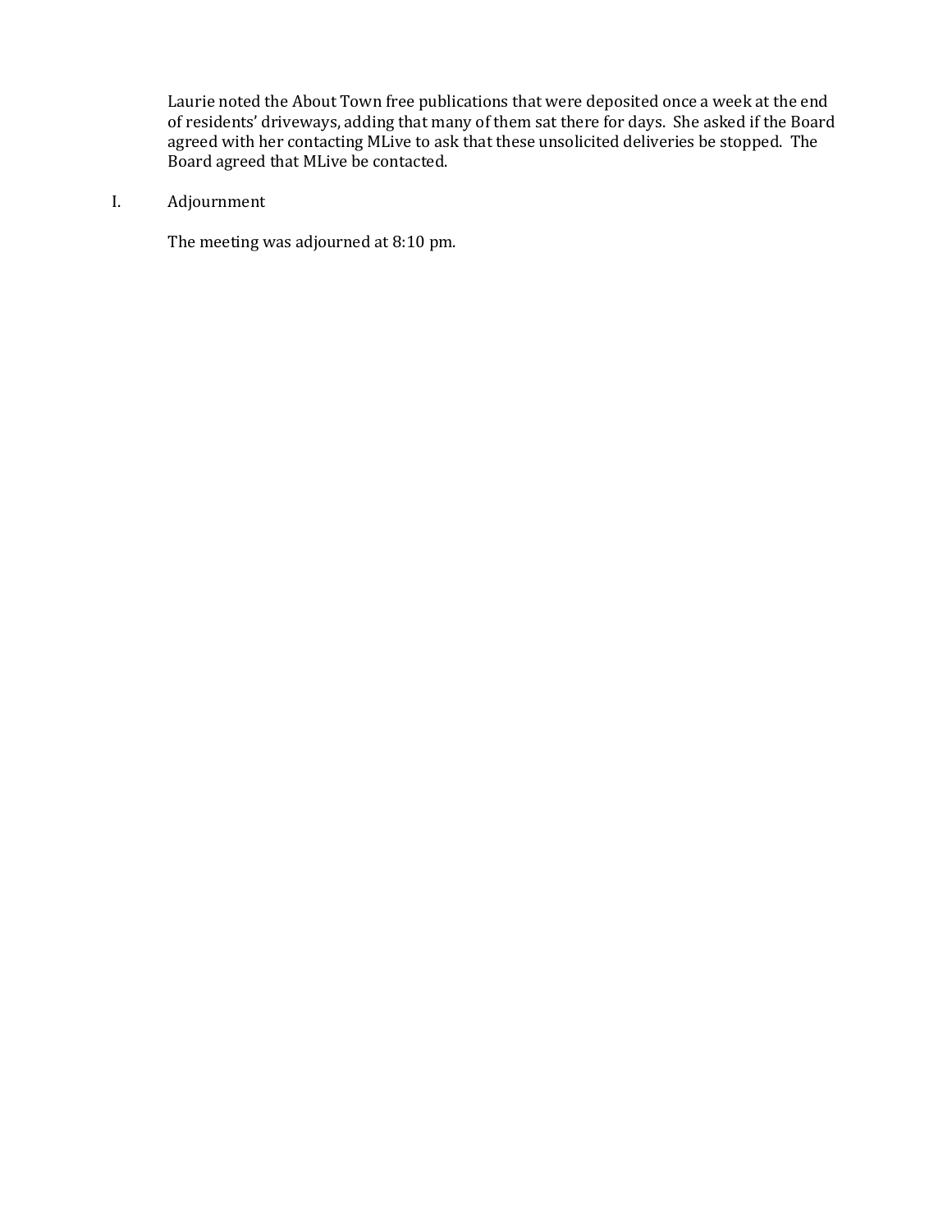Laurie noted the About Town free publications that were deposited once a week at the end of residents' driveways, adding that many of them sat there for days. She asked if the Board agreed with her contacting MLive to ask that these unsolicited deliveries be stopped. The Board agreed that MLive be contacted.

## I. Adjournment

The meeting was adjourned at 8:10 pm.